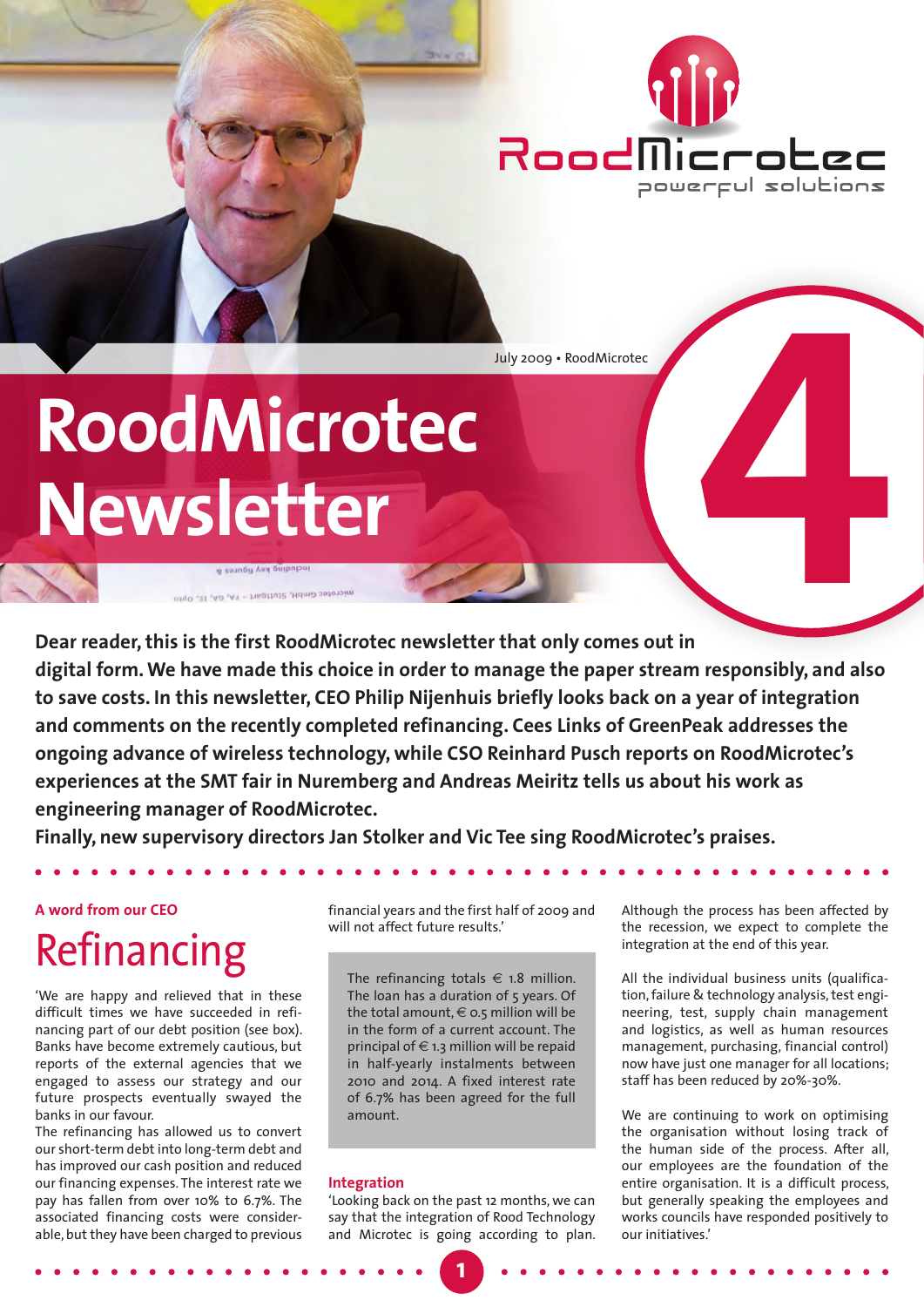RoodMicrotec
powerful solutions

July 2009 • RoodMicrotec

# RoodMicrotec Newsletter

4

**Dear reader, this is the first RoodMicrotec newsletter that only comes out in digital form. We have made this choice in order to manage the paper stream responsibly, and also to save costs. In this newsletter, CEO Philip Nijenhuis briefly looks back on a year of integration and comments on the recently completed refinancing. Cees Links of GreenPeak addresses the ongoing advance of wireless technology, while CSO Reinhard Pusch reports on RoodMicrotec's experiences at the SMT fair in Nuremberg and Andreas Meiritz tells us about his work as engineering manager of RoodMicrotec.**
**Finally, new supervisory directors Jan Stolker and Vic Tee sing RoodMicrotec's praises.**

**A word from our CEO**

## Refinancing

'We are happy and relieved that in these difficult times we have succeeded in refinancing part of our debt position (see box). Banks have become extremely cautious, but reports of the external agencies that we engaged to assess our strategy and our future prospects eventually swayed the banks in our favour.
The refinancing has allowed us to convert our short-term debt into long-term debt and has improved our cash position and reduced our financing expenses. The interest rate we pay has fallen from over 10% to 6.7%. The associated financing costs were considerable, but they have been charged to previous financial years and the first half of 2009 and will not affect future results.'

> The refinancing totals € 1.8 million. The loan has a duration of 5 years. Of the total amount, € 0.5 million will be in the form of a current account. The principal of € 1.3 million will be repaid in half-yearly instalments between 2010 and 2014. A fixed interest rate of 6.7% has been agreed for the full amount.

**Integration**

'Looking back on the past 12 months, we can say that the integration of Rood Technology and Microtec is going according to plan. Although the process has been affected by the recession, we expect to complete the integration at the end of this year.

All the individual business units (qualification, failure & technology analysis, test engineering, test, supply chain management and logistics, as well as human resources management, purchasing, financial control) now have just one manager for all locations; staff has been reduced by 20%-30%.

We are continuing to work on optimising the organisation without losing track of the human side of the process. After all, our employees are the foundation of the entire organisation. It is a difficult process, but generally speaking the employees and works councils have responded positively to our initiatives.'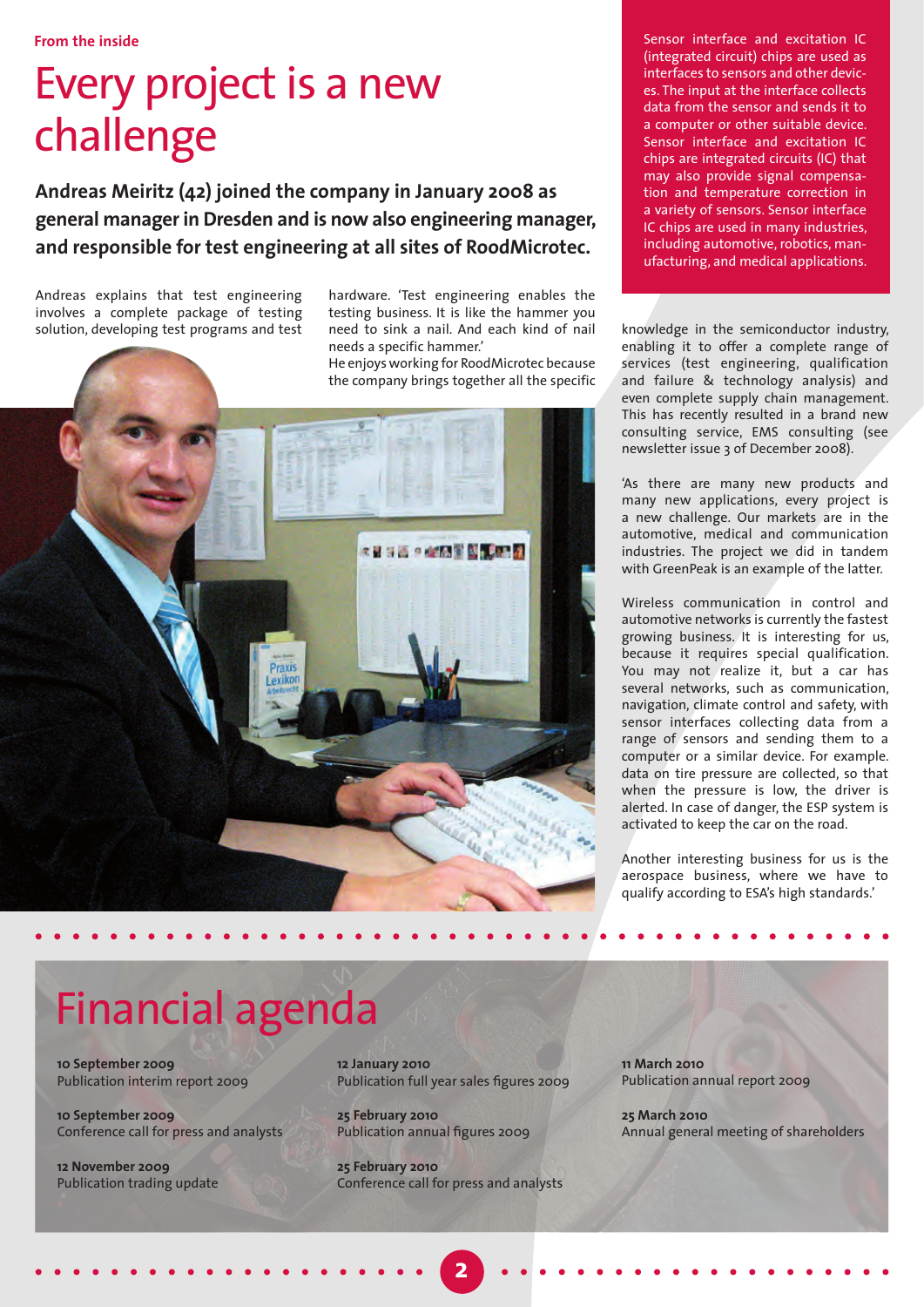From the inside

# Every project is a new challenge

**Andreas Meiritz (42) joined the company in January 2008 as general manager in Dresden and is now also engineering manager, and responsible for test engineering at all sites of RoodMicrotec.**

Andreas explains that test engineering involves a complete package of testing solution, developing test programs and test hardware. 'Test engineering enables the testing business. It is like the hammer you need to sink a nail. And each kind of nail needs a specific hammer.'

He enjoys working for RoodMicrotec because the company brings together all the specific knowledge in the semiconductor industry, enabling it to offer a complete range of services (test engineering, qualification and failure & technology analysis) and even complete supply chain management. This has recently resulted in a brand new consulting service, EMS consulting (see newsletter issue 3 of December 2008).

'As there are many new products and many new applications, every project is a new challenge. Our markets are in the automotive, medical and communication industries. The project we did in tandem with GreenPeak is an example of the latter.

Wireless communication in control and automotive networks is currently the fastest growing business. It is interesting for us, because it requires special qualification. You may not realize it, but a car has several networks, such as communication, navigation, climate control and safety, with sensor interfaces collecting data from a range of sensors and sending them to a computer or a similar device. For example. data on tire pressure are collected, so that when the pressure is low, the driver is alerted. In case of danger, the ESP system is activated to keep the car on the road.

Another interesting business for us is the aerospace business, where we have to qualify according to ESA's high standards.'

Sensor interface and excitation IC (integrated circuit) chips are used as interfaces to sensors and other devices. The input at the interface collects data from the sensor and sends it to a computer or other suitable device. Sensor interface and excitation IC chips are integrated circuits (IC) that may also provide signal compensation and temperature correction in a variety of sensors. Sensor interface IC chips are used in many industries, including automotive, robotics, manufacturing, and medical applications.

# Financial agenda

**10 September 2009**
Publication interim report 2009

**10 September 2009**
Conference call for press and analysts

**12 November 2009**
Publication trading update

**12 January 2010**
Publication full year sales figures 2009

**25 February 2010**
Publication annual figures 2009

**25 February 2010**
Conference call for press and analysts

**11 March 2010**
Publication annual report 2009

**25 March 2010**
Annual general meeting of shareholders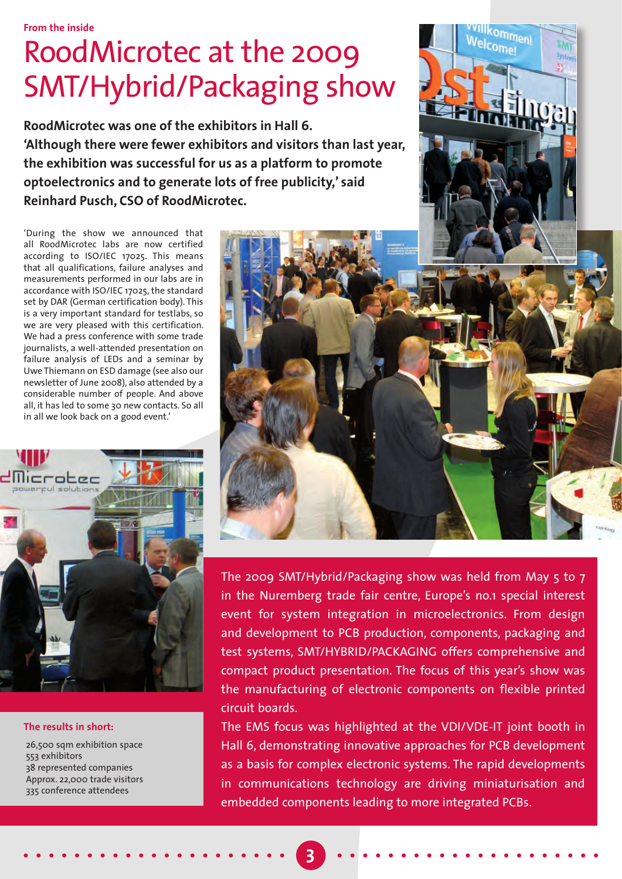From the inside

# RoodMicrotec at the 2009 SMT/Hybrid/Packaging show

**RoodMicrotec was one of the exhibitors in Hall 6. 'Although there were fewer exhibitors and visitors than last year, the exhibition was successful for us as a platform to promote optoelectronics and to generate lots of free publicity,' said Reinhard Pusch, CSO of RoodMicrotec.**

'During the show we announced that all RoodMicrotec labs are now certified according to ISO/IEC 17025. This means that all qualifications, failure analyses and measurements performed in our labs are in accordance with ISO/IEC 17025, the standard set by DAR (German certification body). This is a very important standard for testlabs, so we are very pleased with this certification. We had a press conference with some trade journalists, a well-attended presentation on failure analysis of LEDs and a seminar by Uwe Thiemann on ESD damage (see also our newsletter of June 2008), also attended by a considerable number of people. And above all, it has led to some 30 new contacts. So all in all we look back on a good event.'

The 2009 SMT/Hybrid/Packaging show was held from May 5 to 7 in the Nuremberg trade fair centre, Europe's no.1 special interest event for system integration in microelectronics. From design and development to PCB production, components, packaging and test systems, SMT/HYBRID/PACKAGING offers comprehensive and compact product presentation. The focus of this year's show was the manufacturing of electronic components on flexible printed circuit boards.

The EMS focus was highlighted at the VDI/VDE-IT joint booth in Hall 6, demonstrating innovative approaches for PCB development as a basis for complex electronic systems. The rapid developments in communications technology are driving miniaturisation and embedded components leading to more integrated PCBs.

**The results in short:**

26,500 sqm exhibition space
553 exhibitors
38 represented companies
Approx. 22,000 trade visitors
335 conference attendees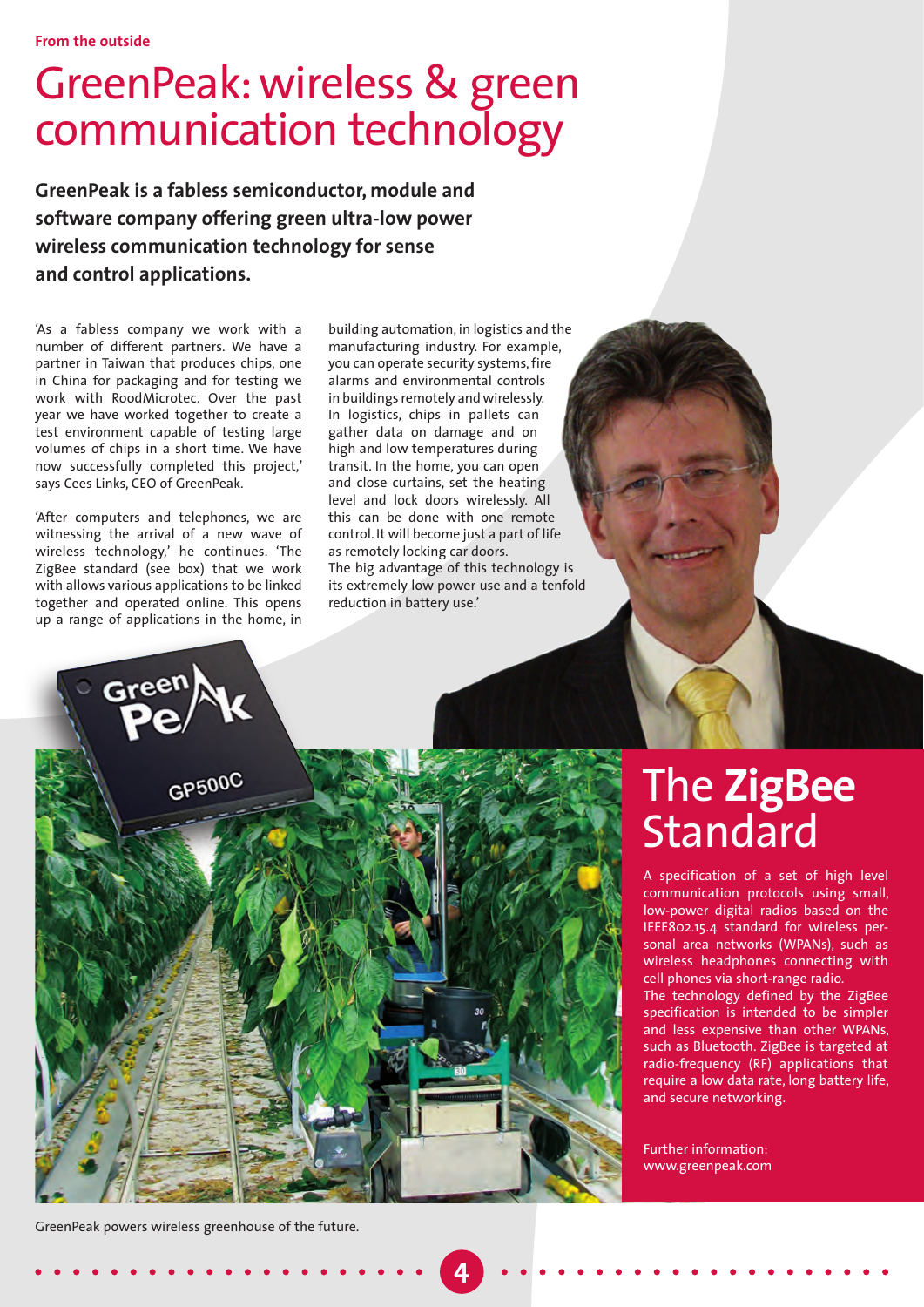From the outside

# GreenPeak: wireless & green communication technology

**GreenPeak is a fabless semiconductor, module and software company offering green ultra-low power wireless communication technology for sense and control applications.**

'As a fabless company we work with a number of different partners. We have a partner in Taiwan that produces chips, one in China for packaging and for testing we work with RoodMicrotec. Over the past year we have worked together to create a test environment capable of testing large volumes of chips in a short time. We have now successfully completed this project,' says Cees Links, CEO of GreenPeak.

'After computers and telephones, we are witnessing the arrival of a new wave of wireless technology,' he continues. 'The ZigBee standard (see box) that we work with allows various applications to be linked together and operated online. This opens up a range of applications in the home, in building automation, in logistics and the manufacturing industry. For example, you can operate security systems, fire alarms and environmental controls in buildings remotely and wirelessly. In logistics, chips in pallets can gather data on damage and on high and low temperatures during transit. In the home, you can open and close curtains, set the heating level and lock doors wirelessly. All this can be done with one remote control. It will become just a part of life as remotely locking car doors. The big advantage of this technology is its extremely low power use and a tenfold reduction in battery use.'

GreenPeak powers wireless greenhouse of the future.

## The **ZigBee** Standard

A specification of a set of high level communication protocols using small, low-power digital radios based on the IEEE802.15.4 standard for wireless personal area networks (WPANs), such as wireless headphones connecting with cell phones via short-range radio.
The technology defined by the ZigBee specification is intended to be simpler and less expensive than other WPANs, such as Bluetooth. ZigBee is targeted at radio-frequency (RF) applications that require a low data rate, long battery life, and secure networking.

Further information:
www.greenpeak.com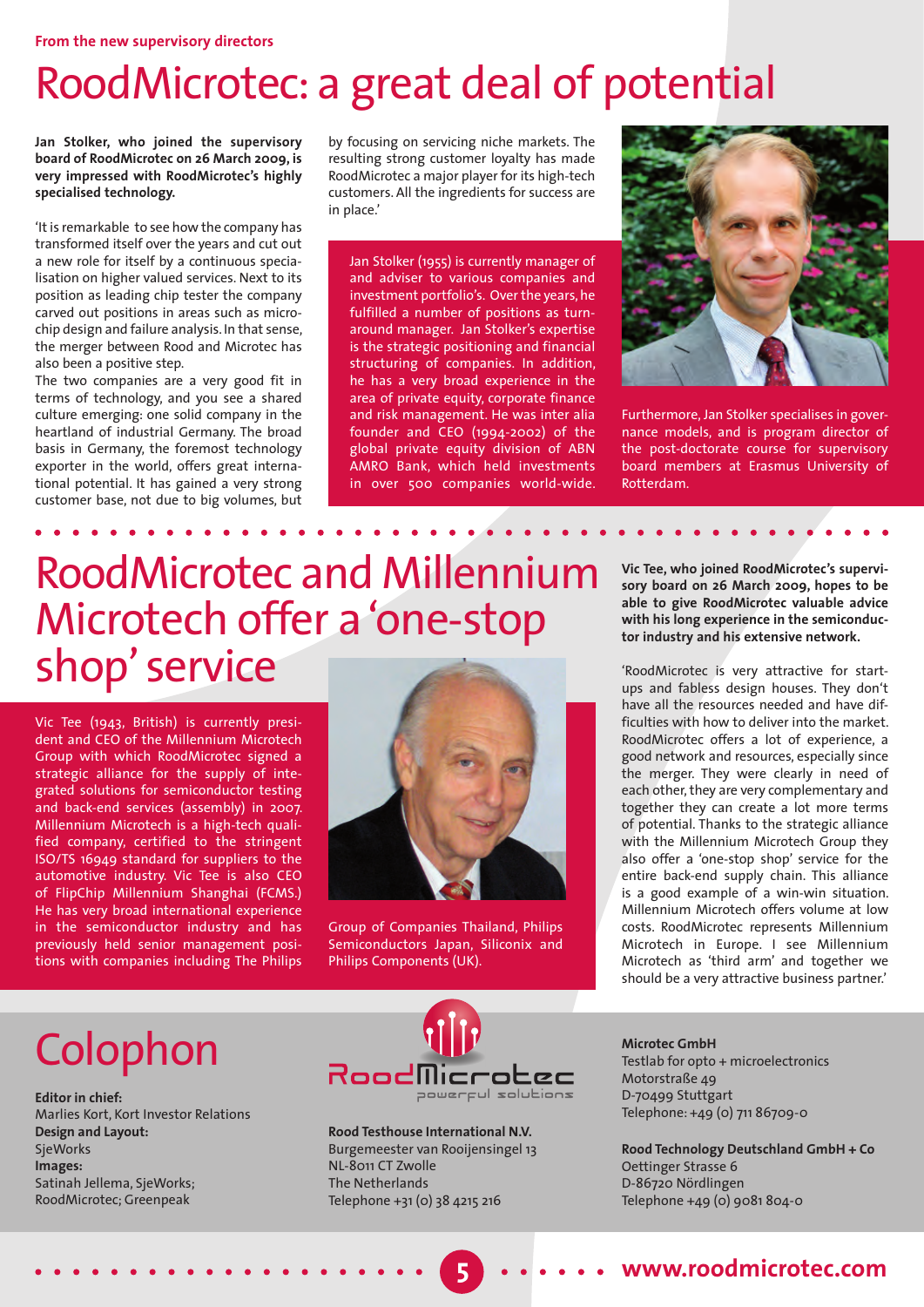From the new supervisory directors

# RoodMicrotec: a great deal of potential

**Jan Stolker, who joined the supervisory board of RoodMicrotec on 26 March 2009, is very impressed with RoodMicrotec's highly specialised technology.**

'It is remarkable to see how the company has transformed itself over the years and cut out a new role for itself by a continuous specialisation on higher valued services. Next to its position as leading chip tester the company carved out positions in areas such as microchip design and failure analysis. In that sense, the merger between Rood and Microtec has also been a positive step.
The two companies are a very good fit in terms of technology, and you see a shared culture emerging: one solid company in the heartland of industrial Germany. The broad basis in Germany, the foremost technology exporter in the world, offers great international potential. It has gained a very strong customer base, not due to big volumes, but by focusing on servicing niche markets. The resulting strong customer loyalty has made RoodMicrotec a major player for its high-tech customers. All the ingredients for success are in place.'

Jan Stolker (1955) is currently manager of and adviser to various companies and investment portfolio's. Over the years, he fulfilled a number of positions as turnaround manager. Jan Stolker's expertise is the strategic positioning and financial structuring of companies. In addition, he has a very broad experience in the area of private equity, corporate finance and risk management. He was inter alia founder and CEO (1994-2002) of the global private equity division of ABN AMRO Bank, which held investments in over 500 companies world-wide. Furthermore, Jan Stolker specialises in governance models, and is program director of the post-doctorate course for supervisory board members at Erasmus University of Rotterdam.

# RoodMicrotec and Millennium Microtech offer a 'one-stop shop' service

Vic Tee (1943, British) is currently president and CEO of the Millennium Microtech Group with which RoodMicrotec signed a strategic alliance for the supply of integrated solutions for semiconductor testing and back-end services (assembly) in 2007. Millennium Microtech is a high-tech qualified company, certified to the stringent ISO/TS 16949 standard for suppliers to the automotive industry. Vic Tee is also CEO of FlipChip Millennium Shanghai (FCMS.) He has very broad international experience in the semiconductor industry and has previously held senior management positions with companies including The Philips Group of Companies Thailand, Philips Semiconductors Japan, Siliconix and Philips Components (UK).

**Vic Tee, who joined RoodMicrotec's supervisory board on 26 March 2009, hopes to be able to give RoodMicrotec valuable advice with his long experience in the semiconductor industry and his extensive network.**

'RoodMicrotec is very attractive for start-ups and fabless design houses. They don't have all the resources needed and have difficulties with how to deliver into the market. RoodMicrotec offers a lot of experience, a good network and resources, especially since the merger. They were clearly in need of each other, they are very complementary and together they can create a lot more terms of potential. Thanks to the strategic alliance with the Millennium Microtech Group they also offer a 'one-stop shop' service for the entire back-end supply chain. This alliance is a good example of a win-win situation. Millennium Microtech offers volume at low costs. RoodMicrotec represents Millennium Microtech in Europe. I see Millennium Microtech as 'third arm' and together we should be a very attractive business partner.'

# Colophon

**Editor in chief:**
Marlies Kort, Kort Investor Relations
**Design and Layout:**
SjeWorks
**Images:**
Satinah Jellema, SjeWorks;
RoodMicrotec; Greenpeak

RoodMicrotec
powerful solutions

**Rood Testhouse International N.V.**
Burgemeester van Rooijensingel 13
NL-8011 CT Zwolle
The Netherlands
Telephone +31 (0) 38 4215 216

**Microtec GmbH**
Testlab for opto + microelectronics
Motorstraße 49
D-70499 Stuttgart
Telephone: +49 (0) 711 86709-0

**Rood Technology Deutschland GmbH + Co**
Oettinger Strasse 6
D-86720 Nördlingen
Telephone +49 (0) 9081 804-0

www.roodmicrotec.com